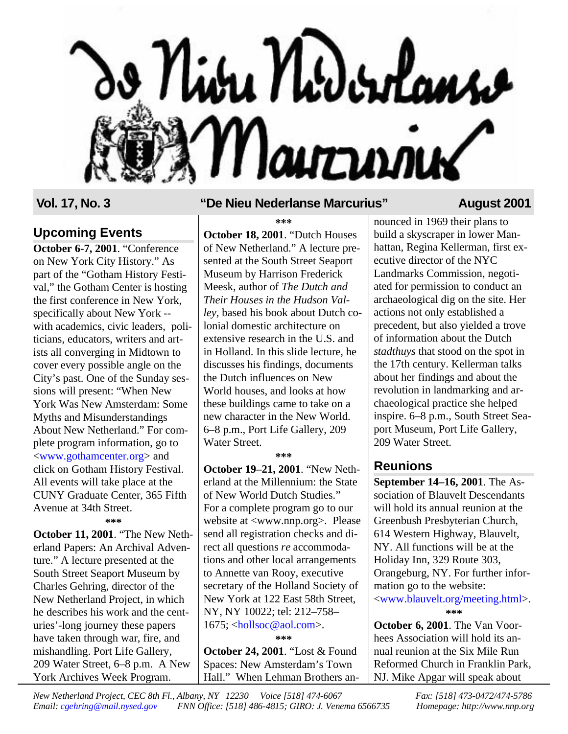# De Nieu Nederlanse Marcurius

**Vol. 17, No. 3** — **"De Nieu Nederlanse Marcurius"** — **August 2001**

## Upcoming Events

**October 6-7, 2001**. "Conference on New York City History." As part of the "Gotham History Festival," the Gotham Center is hosting the first conference in New York, specifically about New York -- with academics, civic leaders, politicians, educators, writers and artists all converging in Midtown to cover every possible angle on the City's past. One of the Sunday sessions will present: "When New York Was New Amsterdam: Some Myths and Misunderstandings About New Netherland." For complete program information, go to <www.gothamcenter.org> and click on Gotham History Festival. All events will take place at the CUNY Graduate Center, 365 Fifth Avenue at 34th Street.

***

**October 11, 2001**. "The New Netherland Papers: An Archival Adventure." A lecture presented at the South Street Seaport Museum by Charles Gehring, director of the New Netherland Project, in which he describes his work and the centuries'-long journey these papers have taken through war, fire, and mishandling. Port Life Gallery, 209 Water Street, 6–8 p.m. A New York Archives Week Program.

***

**October 18, 2001**. "Dutch Houses of New Netherland." A lecture presented at the South Street Seaport Museum by Harrison Frederick Meesk, author of *The Dutch and Their Houses in the Hudson Valley*, based his book about Dutch colonial domestic architecture on extensive research in the U.S. and in Holland. In this slide lecture, he discusses his findings, documents the Dutch influences on New World houses, and looks at how these buildings came to take on a new character in the New World. 6–8 p.m., Port Life Gallery, 209 Water Street.

***

**October 19–21, 2001**. "New Netherland at the Millennium: the State of New World Dutch Studies." For a complete program go to our website at <www.nnp.org>. Please send all registration checks and direct all questions *re* accommodations and other local arrangements to Annette van Rooy, executive secretary of the Holland Society of New York at 122 East 58th Street, NY, NY 10022; tel: 212–758–1675; <hollsoc@aol.com>.

***

**October 24, 2001**. "Lost & Found Spaces: New Amsterdam's Town Hall." When Lehman Brothers announced in 1969 their plans to build a skyscraper in lower Manhattan, Regina Kellerman, first executive director of the NYC Landmarks Commission, negotiated for permission to conduct an archaeological dig on the site. Her actions not only established a precedent, but also yielded a trove of information about the Dutch *stadthuys* that stood on the spot in the 17th century. Kellerman talks about her findings and about the revolution in landmarking and archaeological practice she helped inspire. 6–8 p.m., South Street Seaport Museum, Port Life Gallery, 209 Water Street.

## Reunions

**September 14–16, 2001**. The Association of Blauvelt Descendants will hold its annual reunion at the Greenbush Presbyterian Church, 614 Western Highway, Blauvelt, NY. All functions will be at the Holiday Inn, 329 Route 303, Orangeburg, NY. For further information go to the website: <www.blauvelt.org/meeting.html>.

***

**October 6, 2001**. The Van Voorhees Association will hold its annual reunion at the Six Mile Run Reformed Church in Franklin Park, NJ. Mike Apgar will speak about

*New Netherland Project, CEC 8th Fl., Albany, NY 12230 Voice [518] 474-6067 Fax: [518] 473-0472/474-5786*
*Email: cgehring@mail.nysed.gov FNN Office: [518] 486-4815; GIRO: J. Venema 6566735 Homepage: http://www.nnp.org*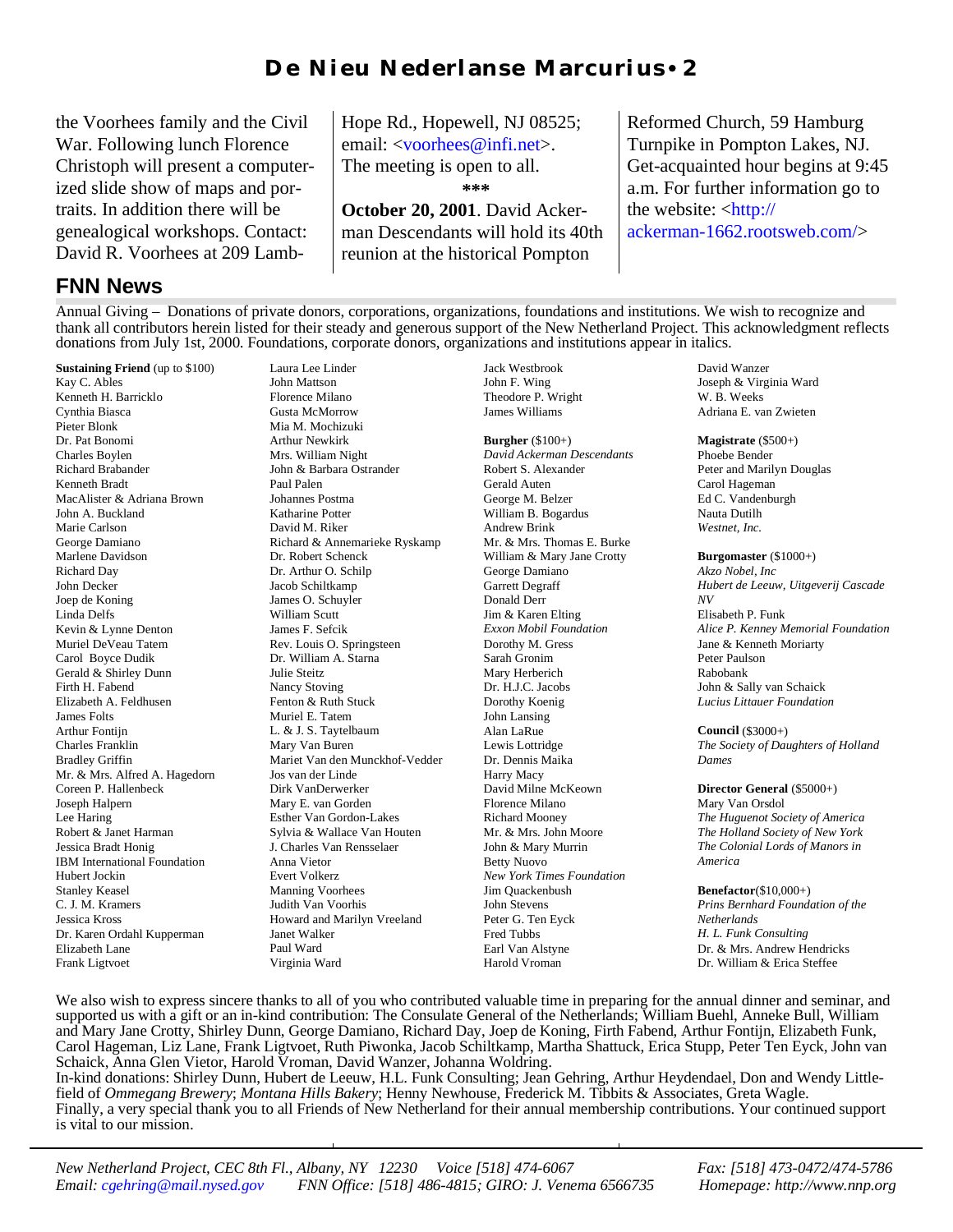the Voorhees family and the Civil War. Following lunch Florence Christoph will present a computerized slide show of maps and portraits. In addition there will be genealogical workshops. Contact: David R. Voorhees at 209 Lamb-Hope Rd., Hopewell, NJ 08525; email: <voorhees@infi.net>. The meeting is open to all.

***

**October 20, 2001**. David Ackerman Descendants will hold its 40th reunion at the historical Pompton Reformed Church, 59 Hamburg Turnpike in Pompton Lakes, NJ. Get-acquainted hour begins at 9:45 a.m. For further information go to the website: <http://ackerman-1662.rootsweb.com/>

## FNN News

Annual Giving – Donations of private donors, corporations, organizations, foundations and institutions. We wish to recognize and thank all contributors herein listed for their steady and generous support of the New Netherland Project. This acknowledgment reflects donations from July 1st, 2000. Foundations, corporate donors, organizations and institutions appear in italics.

**Sustaining Friend** (up to $100)
Kay C. Ables
Kenneth H. Barricklo
Cynthia Biasca
Pieter Blonk
Dr. Pat Bonomi
Charles Boylen
Richard Brabander
Kenneth Bradt
MacAlister & Adriana Brown
John A. Buckland
Marie Carlson
George Damiano
Marlene Davidson
Richard Day
John Decker
Joep de Koning
Linda Delfs
Kevin & Lynne Denton
Muriel DeVeau Tatem
Carol Boyce Dudik
Gerald & Shirley Dunn
Firth H. Fabend
Elizabeth A. Feldhusen
James Folts
Arthur Fontijn
Charles Franklin
Bradley Griffin
Mr. & Mrs. Alfred A. Hagedorn
Coreen P. Hallenbeck
Joseph Halpern
Lee Haring
Robert & Janet Harman
Jessica Bradt Honig
IBM International Foundation
Hubert Jockin
Stanley Keasel
C. J. M. Kramers
Jessica Kross
Dr. Karen Ordahl Kupperman
Elizabeth Lane
Frank Ligtvoet
Laura Lee Linder
John Mattson
Florence Milano
Gusta McMorrow
Mia M. Mochizuki
Arthur Newkirk
Mrs. William Night
John & Barbara Ostrander
Paul Palen
Johannes Postma
Katharine Potter
David M. Riker
Richard & Annemarieke Ryskamp
Dr. Robert Schenck
Dr. Arthur O. Schilp
Jacob Schiltkamp
James O. Schuyler
William Scutt
James F. Sefcik
Rev. Louis O. Springsteen
Dr. William A. Starna
Julie Steitz
Nancy Stoving
Fenton & Ruth Stuck
Muriel E. Tatem
L. & J. S. Taytelbaum
Mary Van Buren
Mariet Van den Munckhof-Vedder
Jos van der Linde
Dirk VanDerwerker
Mary E. van Gorden
Esther Van Gordon-Lakes
Sylvia & Wallace Van Houten
J. Charles Van Rensselaer
Anna Vietor
Evert Volkerz
Manning Voorhees
Judith Van Voorhis
Howard and Marilyn Vreeland
Janet Walker
Paul Ward
Virginia Ward
Jack Westbrook
John F. Wing
Theodore P. Wright
James Williams

**Burgher** ($100+)
*David Ackerman Descendants*
Robert S. Alexander
Gerald Auten
George M. Belzer
William B. Bogardus
Andrew Brink
Mr. & Mrs. Thomas E. Burke
William & Mary Jane Crotty
George Damiano
Garrett Degraff
Donald Derr
Jim & Karen Elting
*Exxon Mobil Foundation*
Dorothy M. Gress
Sarah Gronim
Mary Herberich
Dr. H.J.C. Jacobs
Dorothy Koenig
John Lansing
Alan LaRue
Lewis Lottridge
Dr. Dennis Maika
Harry Macy
David Milne McKeown
Florence Milano
Richard Mooney
Mr. & Mrs. John Moore
John & Mary Murrin
Betty Nuovo
*New York Times Foundation*
Jim Quackenbush
John Stevens
Peter G. Ten Eyck
Fred Tubbs
Earl Van Alstyne
Harold Vroman
David Wanzer
Joseph & Virginia Ward
W. B. Weeks
Adriana E. van Zwieten

**Magistrate** ($500+)
Phoebe Bender
Peter and Marilyn Douglas
Carol Hageman
Ed C. Vandenburgh
Nauta Dutilh
*Westnet, Inc.*

**Burgomaster** ($1000+)
*Akzo Nobel, Inc*
*Hubert de Leeuw, Uitgeverij Cascade NV*
Elisabeth P. Funk
*Alice P. Kenney Memorial Foundation*
Jane & Kenneth Moriarty
Peter Paulson
Rabobank
John & Sally van Schaick
*Lucius Littauer Foundation*

**Council** ($3000+)
*The Society of Daughters of Holland Dames*

**Director General** ($5000+)
Mary Van Orsdol
*The Huguenot Society of America*
*The Holland Society of New York*
*The Colonial Lords of Manors in America*

**Benefactor**($10,000+)
*Prins Bernhard Foundation of the Netherlands*
*H. L. Funk Consulting*
Dr. & Mrs. Andrew Hendricks
Dr. William & Erica Steffee

We also wish to express sincere thanks to all of you who contributed valuable time in preparing for the annual dinner and seminar, and supported us with a gift or an in-kind contribution: The Consulate General of the Netherlands; William Buehl, Anneke Bull, William and Mary Jane Crotty, Shirley Dunn, George Damiano, Richard Day, Joep de Koning, Firth Fabend, Arthur Fontijn, Elizabeth Funk, Carol Hageman, Liz Lane, Frank Ligtvoet, Ruth Piwonka, Jacob Schiltkamp, Martha Shattuck, Erica Stupp, Peter Ten Eyck, John van Schaick, Anna Glen Vietor, Harold Vroman, David Wanzer, Johanna Woldring.
In-kind donations: Shirley Dunn, Hubert de Leeuw, H.L. Funk Consulting; Jean Gehring, Arthur Heydendael, Don and Wendy Littlefield of *Ommegang Brewery*; *Montana Hills Bakery*; Henny Newhouse, Frederick M. Tibbits & Associates, Greta Wagle.
Finally, a very special thank you to all Friends of New Netherland for their annual membership contributions. Your continued support is vital to our mission.

*New Netherland Project, CEC 8th Fl., Albany, NY 12230 Voice [518] 474-6067 Fax: [518] 473-0472/474-5786*
*Email: cgehring@mail.nysed.gov FNN Office: [518] 486-4815; GIRO: J. Venema 6566735 Homepage: http://www.nnp.org*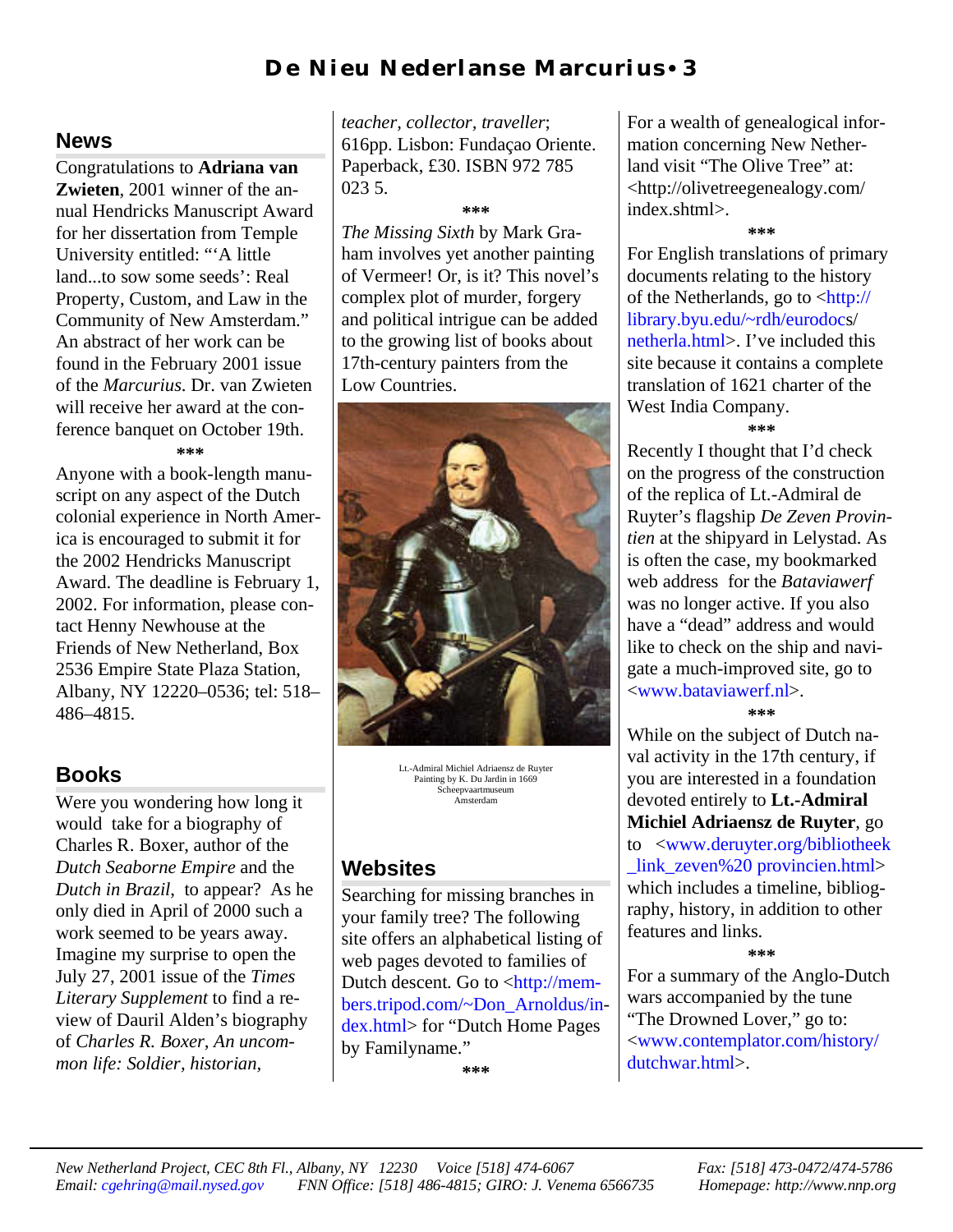## News

Congratulations to **Adriana van Zwieten**, 2001 winner of the annual Hendricks Manuscript Award for her dissertation from Temple University entitled: "'A little land...to sow some seeds': Real Property, Custom, and Law in the Community of New Amsterdam." An abstract of her work can be found in the February 2001 issue of the *Marcurius*. Dr. van Zwieten will receive her award at the conference banquet on October 19th.

***

Anyone with a book-length manuscript on any aspect of the Dutch colonial experience in North America is encouraged to submit it for the 2002 Hendricks Manuscript Award. The deadline is February 1, 2002. For information, please contact Henny Newhouse at the Friends of New Netherland, Box 2536 Empire State Plaza Station, Albany, NY 12220–0536; tel: 518–486–4815.

## Books

Were you wondering how long it would take for a biography of Charles R. Boxer, author of the *Dutch Seaborne Empire* and the *Dutch in Brazil*, to appear? As he only died in April of 2000 such a work seemed to be years away. Imagine my surprise to open the July 27, 2001 issue of the *Times Literary Supplement* to find a review of Dauril Alden's biography of *Charles R. Boxer, An uncommon life: Soldier, historian, teacher, collector, traveller*; 616pp. Lisbon: Fundaçao Oriente. Paperback, £30. ISBN 972 785 023 5.

***

*The Missing Sixth* by Mark Graham involves yet another painting of Vermeer! Or, is it? This novel's complex plot of murder, forgery and political intrigue can be added to the growing list of books about 17th-century painters from the Low Countries.

Lt.-Admiral Michiel Adriaensz de Ruyter
Painting by K. Du Jardin in 1669
Scheepvaartmuseum
Amsterdam

## Websites

Searching for missing branches in your family tree? The following site offers an alphabetical listing of web pages devoted to families of Dutch descent. Go to <http://members.tripod.com/~Don_Arnoldus/index.html> for "Dutch Home Pages by Familyname."

***

For a wealth of genealogical information concerning New Netherland visit "The Olive Tree" at: <http://olivetreegenealogy.com/index.shtml>.

***

For English translations of primary documents relating to the history of the Netherlands, go to <http://library.byu.edu/~rdh/eurodocs/netherla.html>. I've included this site because it contains a complete translation of 1621 charter of the West India Company.

***

Recently I thought that I'd check on the progress of the construction of the replica of Lt.-Admiral de Ruyter's flagship *De Zeven Provintien* at the shipyard in Lelystad. As is often the case, my bookmarked web address for the *Bataviawerf* was no longer active. If you also have a "dead" address and would like to check on the ship and navigate a much-improved site, go to <www.bataviawerf.nl>.

***

While on the subject of Dutch naval activity in the 17th century, if you are interested in a foundation devoted entirely to **Lt.-Admiral Michiel Adriaensz de Ruyter**, go to <www.deruyter.org/bibliotheek_link_zeven%20 provincien.html> which includes a timeline, bibliography, history, in addition to other features and links.

***

For a summary of the Anglo-Dutch wars accompanied by the tune "The Drowned Lover," go to: <www.contemplator.com/history/dutchwar.html>.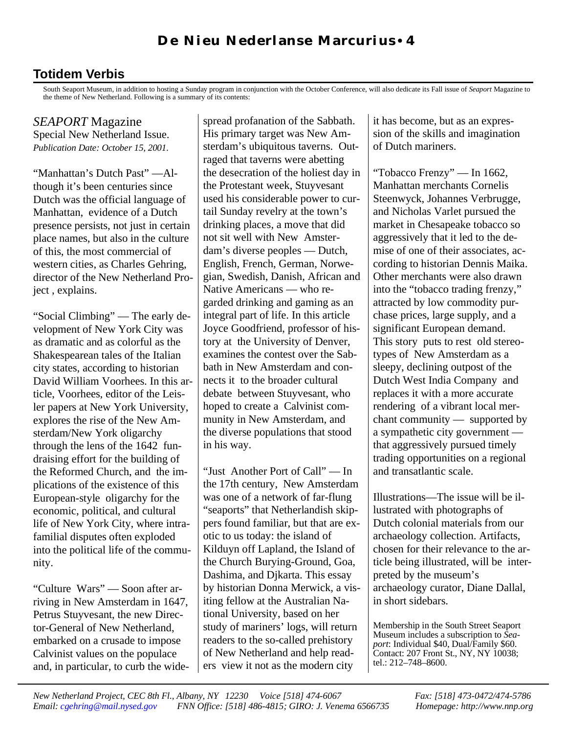## Totidem Verbis

South Seaport Museum, in addition to hosting a Sunday program in conjunction with the October Conference, will also dedicate its Fall issue of *Seaport* Magazine to the theme of New Netherland. Following is a summary of its contents:

*SEAPORT* Magazine
Special New Netherland Issue.
*Publication Date: October 15, 2001.*

"Manhattan's Dutch Past" —Although it's been centuries since Dutch was the official language of Manhattan, evidence of a Dutch presence persists, not just in certain place names, but also in the culture of this, the most commercial of western cities, as Charles Gehring, director of the New Netherland Project , explains.

"Social Climbing" — The early development of New York City was as dramatic and as colorful as the Shakespearean tales of the Italian city states, according to historian David William Voorhees. In this article, Voorhees, editor of the Leisler papers at New York University, explores the rise of the New Amsterdam/New York oligarchy through the lens of the 1642 fundraising effort for the building of the Reformed Church, and the implications of the existence of this European-style oligarchy for the economic, political, and cultural life of New York City, where intrafamilial disputes often exploded into the political life of the community.

"Culture Wars" — Soon after arriving in New Amsterdam in 1647, Petrus Stuyvesant, the new Director-General of New Netherland, embarked on a crusade to impose Calvinist values on the populace and, in particular, to curb the widespread profanation of the Sabbath. His primary target was New Amsterdam's ubiquitous taverns. Outraged that taverns were abetting the desecration of the holiest day in the Protestant week, Stuyvesant used his considerable power to curtail Sunday revelry at the town's drinking places, a move that did not sit well with New Amsterdam's diverse peoples — Dutch, English, French, German, Norwegian, Swedish, Danish, African and Native Americans — who regarded drinking and gaming as an integral part of life. In this article Joyce Goodfriend, professor of history at the University of Denver, examines the contest over the Sabbath in New Amsterdam and connects it to the broader cultural debate between Stuyvesant, who hoped to create a Calvinist community in New Amsterdam, and the diverse populations that stood in his way.

"Just Another Port of Call" — In the 17th century, New Amsterdam was one of a network of far-flung "seaports" that Netherlandish skippers found familiar, but that are exotic to us today: the island of Kilduyn off Lapland, the Island of the Church Burying-Ground, Goa, Dashima, and Djkarta. This essay by historian Donna Merwick, a visiting fellow at the Australian National University, based on her study of mariners' logs, will return readers to the so-called prehistory of New Netherland and help readers view it not as the modern city it has become, but as an expression of the skills and imagination of Dutch mariners.

"Tobacco Frenzy" — In 1662, Manhattan merchants Cornelis Steenwyck, Johannes Verbrugge, and Nicholas Varlet pursued the market in Chesapeake tobacco so aggressively that it led to the demise of one of their associates, according to historian Dennis Maika. Other merchants were also drawn into the "tobacco trading frenzy," attracted by low commodity purchase prices, large supply, and a significant European demand. This story puts to rest old stereotypes of New Amsterdam as a sleepy, declining outpost of the Dutch West India Company and replaces it with a more accurate rendering of a vibrant local merchant community — supported by a sympathetic city government — that aggressively pursued timely trading opportunities on a regional and transatlantic scale.

Illustrations—The issue will be illustrated with photographs of Dutch colonial materials from our archaeology collection. Artifacts, chosen for their relevance to the article being illustrated, will be interpreted by the museum's archaeology curator, Diane Dallal, in short sidebars.

Membership in the South Street Seaport Museum includes a subscription to *Seaport*: Individual $40, Dual/Family $60. Contact: 207 Front St., NY, NY 10038; tel.: 212–748–8600.

*New Netherland Project, CEC 8th Fl., Albany, NY 12230 Voice [518] 474-6067 Fax: [518] 473-0472/474-5786*
*Email: cgehring@mail.nysed.gov FNN Office: [518] 486-4815; GIRO: J. Venema 6566735 Homepage: http://www.nnp.org*